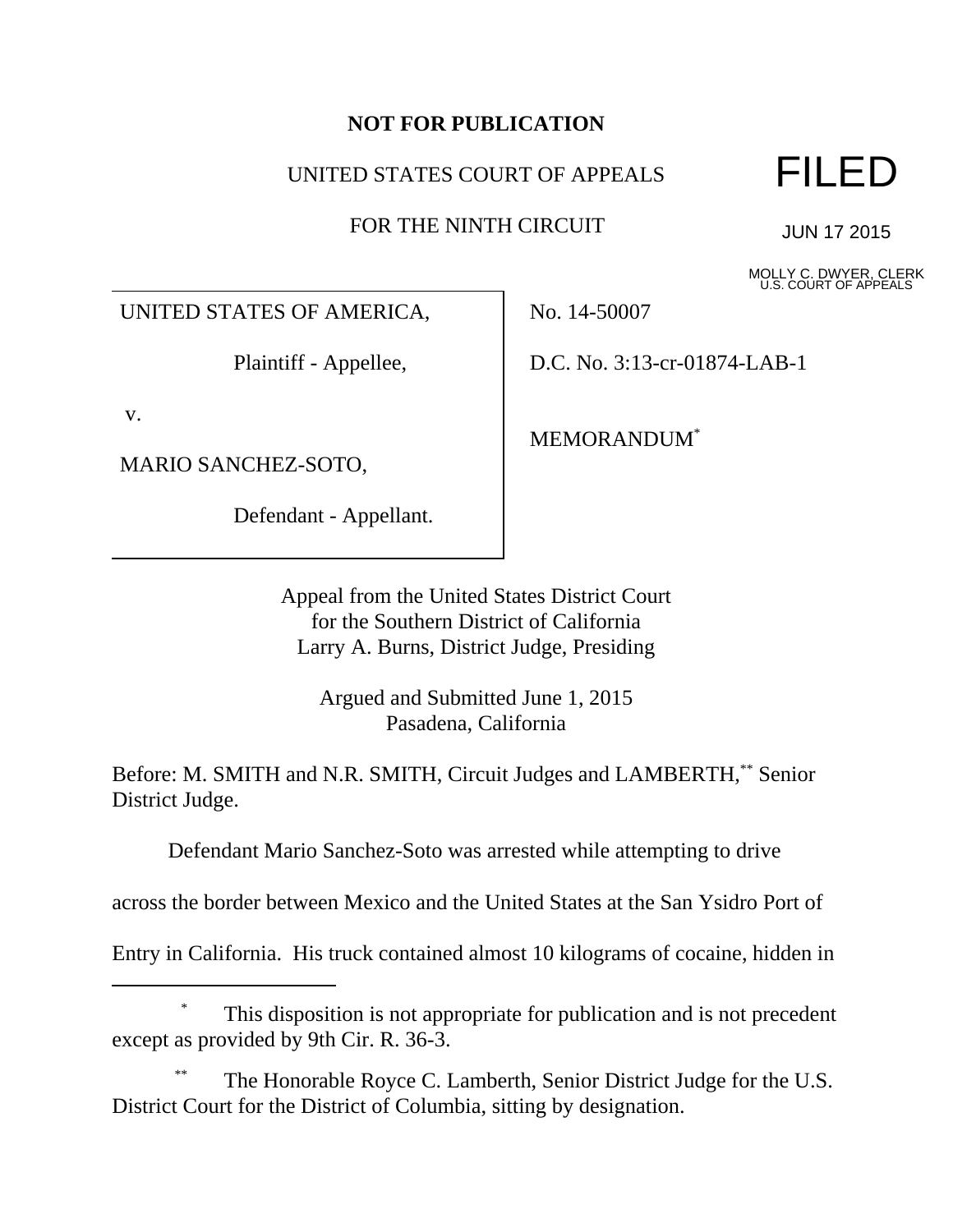**NOT FOR PUBLICATION**

UNITED STATES COURT OF APPEALS

FOR THE NINTH CIRCUIT

FILED

JUN 17 2015

MOLLY C. DWYER, CLERK
U.S. COURT OF APPEALS

| | |
|---|---|
| UNITED STATES OF AMERICA,<br><br>Plaintiff - Appellee,<br><br>v.<br><br>MARIO SANCHEZ-SOTO,<br><br>Defendant - Appellant. | No. 14-50007<br><br>D.C. No. 3:13-cr-01874-LAB-1<br><br>MEMORANDUM[*] |

Appeal from the United States District Court
for the Southern District of California
Larry A. Burns, District Judge, Presiding

Argued and Submitted June 1, 2015
Pasadena, California

Before: M. SMITH and N.R. SMITH, Circuit Judges and LAMBERTH,[**] Senior District Judge.

Defendant Mario Sanchez-Soto was arrested while attempting to drive across the border between Mexico and the United States at the San Ysidro Port of Entry in California. His truck contained almost 10 kilograms of cocaine, hidden in

---

[*] This disposition is not appropriate for publication and is not precedent except as provided by 9th Cir. R. 36-3.

[**] The Honorable Royce C. Lamberth, Senior District Judge for the U.S. District Court for the District of Columbia, sitting by designation.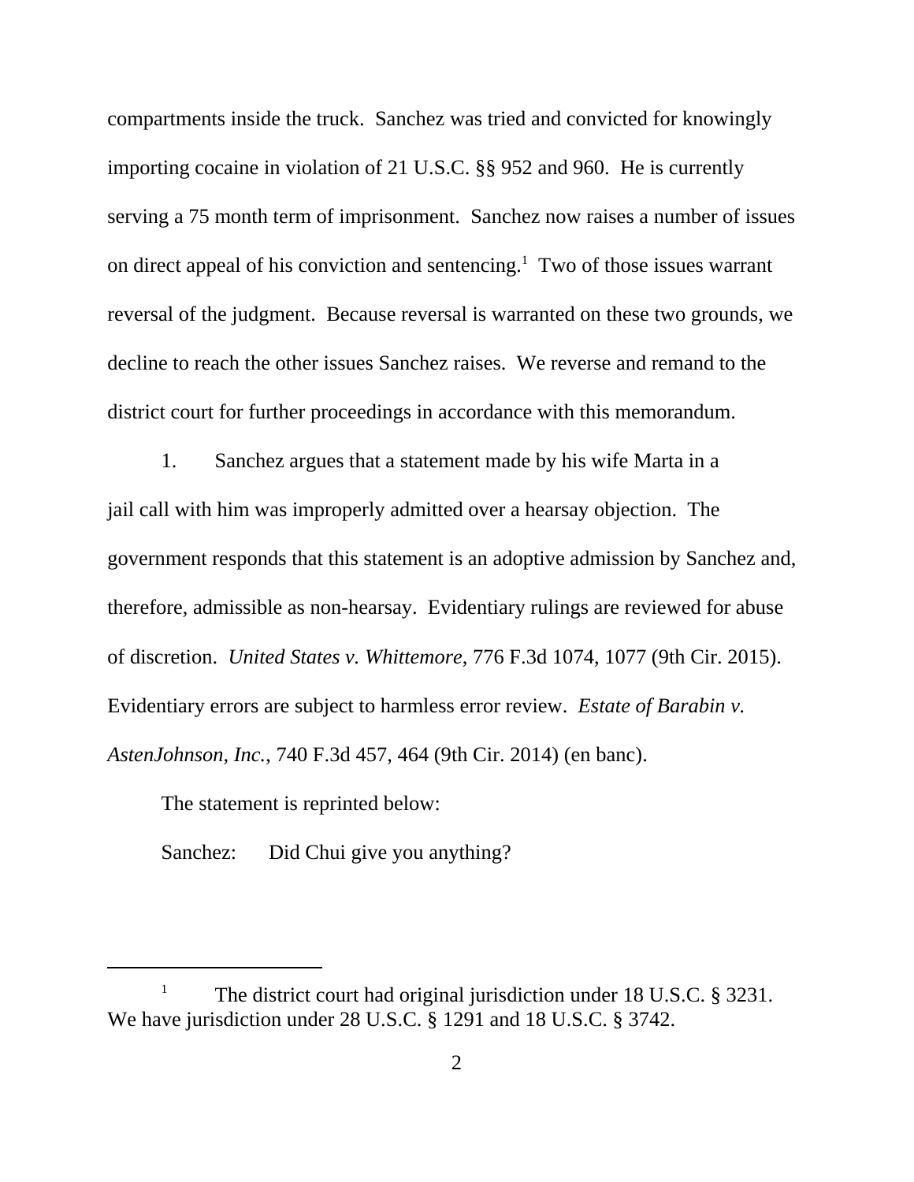compartments inside the truck. Sanchez was tried and convicted for knowingly importing cocaine in violation of 21 U.S.C. §§ 952 and 960. He is currently serving a 75 month term of imprisonment. Sanchez now raises a number of issues on direct appeal of his conviction and sentencing.[1] Two of those issues warrant reversal of the judgment. Because reversal is warranted on these two grounds, we decline to reach the other issues Sanchez raises. We reverse and remand to the district court for further proceedings in accordance with this memorandum.

1. Sanchez argues that a statement made by his wife Marta in a jail call with him was improperly admitted over a hearsay objection. The government responds that this statement is an adoptive admission by Sanchez and, therefore, admissible as non-hearsay. Evidentiary rulings are reviewed for abuse of discretion. *United States v. Whittemore*, 776 F.3d 1074, 1077 (9th Cir. 2015). Evidentiary errors are subject to harmless error review. *Estate of Barabin v. AstenJohnson, Inc.*, 740 F.3d 457, 464 (9th Cir. 2014) (en banc).

The statement is reprinted below:

Sanchez: Did Chui give you anything?

---

[1] The district court had original jurisdiction under 18 U.S.C. § 3231. We have jurisdiction under 28 U.S.C. § 1291 and 18 U.S.C. § 3742.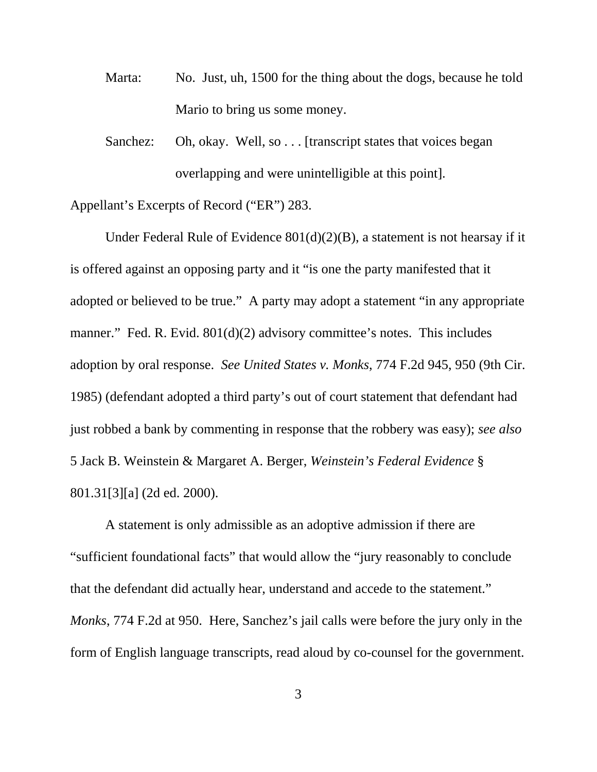Marta: No. Just, uh, 1500 for the thing about the dogs, because he told Mario to bring us some money.

Sanchez: Oh, okay. Well, so . . . [transcript states that voices began overlapping and were unintelligible at this point].

Appellant's Excerpts of Record ("ER") 283.

Under Federal Rule of Evidence 801(d)(2)(B), a statement is not hearsay if it is offered against an opposing party and it "is one the party manifested that it adopted or believed to be true." A party may adopt a statement "in any appropriate manner." Fed. R. Evid. 801(d)(2) advisory committee's notes. This includes adoption by oral response. *See United States v. Monks*, 774 F.2d 945, 950 (9th Cir. 1985) (defendant adopted a third party's out of court statement that defendant had just robbed a bank by commenting in response that the robbery was easy); *see also* 5 Jack B. Weinstein & Margaret A. Berger, *Weinstein's Federal Evidence* § 801.31[3][a] (2d ed. 2000).

A statement is only admissible as an adoptive admission if there are "sufficient foundational facts" that would allow the "jury reasonably to conclude that the defendant did actually hear, understand and accede to the statement." *Monks*, 774 F.2d at 950. Here, Sanchez's jail calls were before the jury only in the form of English language transcripts, read aloud by co-counsel for the government.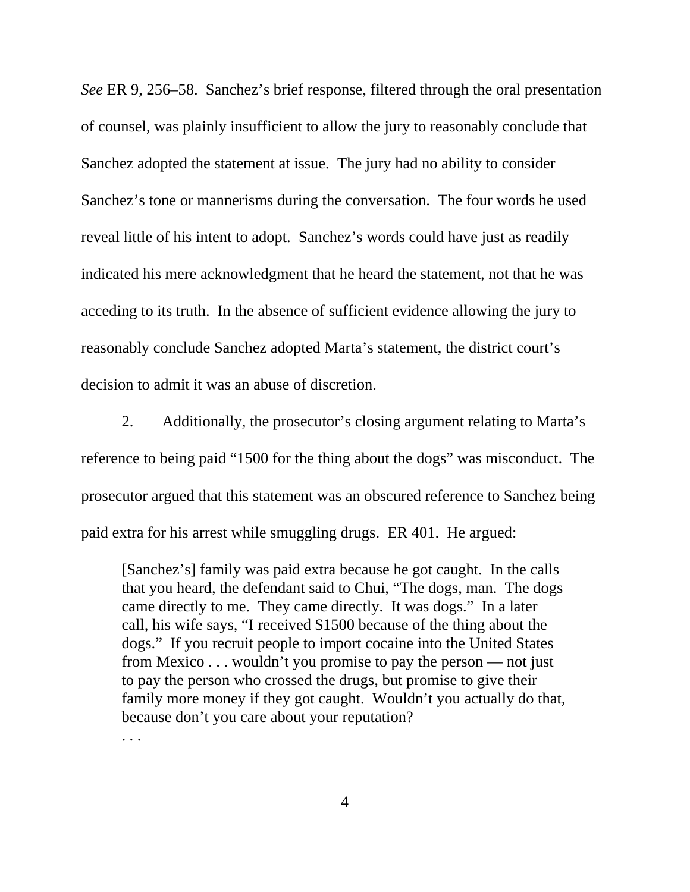*See* ER 9, 256–58. Sanchez's brief response, filtered through the oral presentation of counsel, was plainly insufficient to allow the jury to reasonably conclude that Sanchez adopted the statement at issue. The jury had no ability to consider Sanchez's tone or mannerisms during the conversation. The four words he used reveal little of his intent to adopt. Sanchez's words could have just as readily indicated his mere acknowledgment that he heard the statement, not that he was acceding to its truth. In the absence of sufficient evidence allowing the jury to reasonably conclude Sanchez adopted Marta's statement, the district court's decision to admit it was an abuse of discretion.

2. Additionally, the prosecutor's closing argument relating to Marta's reference to being paid "1500 for the thing about the dogs" was misconduct. The prosecutor argued that this statement was an obscured reference to Sanchez being paid extra for his arrest while smuggling drugs. ER 401. He argued:

> [Sanchez's] family was paid extra because he got caught. In the calls that you heard, the defendant said to Chui, "The dogs, man. The dogs came directly to me. They came directly. It was dogs." In a later call, his wife says, "I received $1500 because of the thing about the dogs." If you recruit people to import cocaine into the United States from Mexico . . . wouldn't you promise to pay the person — not just to pay the person who crossed the drugs, but promise to give their family more money if they got caught. Wouldn't you actually do that, because don't you care about your reputation?
>
> . . .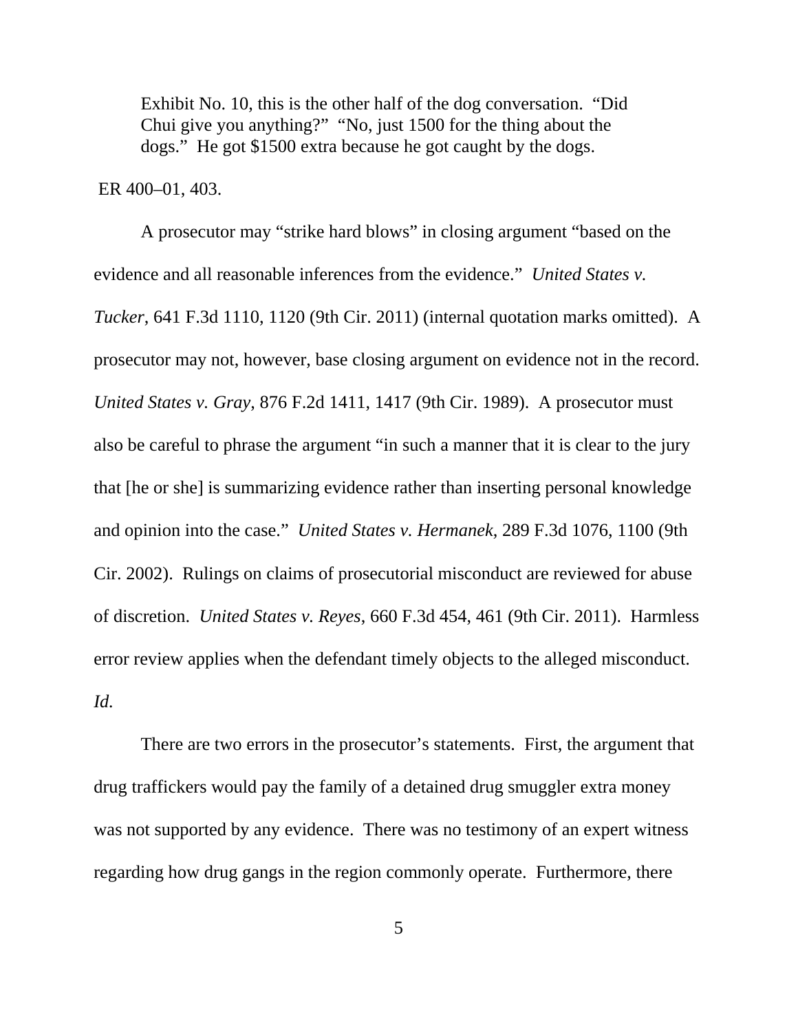> Exhibit No. 10, this is the other half of the dog conversation. "Did Chui give you anything?" "No, just 1500 for the thing about the dogs." He got $1500 extra because he got caught by the dogs.

ER 400–01, 403.

A prosecutor may "strike hard blows" in closing argument "based on the evidence and all reasonable inferences from the evidence." *United States v. Tucker*, 641 F.3d 1110, 1120 (9th Cir. 2011) (internal quotation marks omitted). A prosecutor may not, however, base closing argument on evidence not in the record. *United States v. Gray*, 876 F.2d 1411, 1417 (9th Cir. 1989). A prosecutor must also be careful to phrase the argument "in such a manner that it is clear to the jury that [he or she] is summarizing evidence rather than inserting personal knowledge and opinion into the case." *United States v. Hermanek*, 289 F.3d 1076, 1100 (9th Cir. 2002). Rulings on claims of prosecutorial misconduct are reviewed for abuse of discretion. *United States v. Reyes*, 660 F.3d 454, 461 (9th Cir. 2011). Harmless error review applies when the defendant timely objects to the alleged misconduct. *Id.*

There are two errors in the prosecutor's statements. First, the argument that drug traffickers would pay the family of a detained drug smuggler extra money was not supported by any evidence. There was no testimony of an expert witness regarding how drug gangs in the region commonly operate. Furthermore, there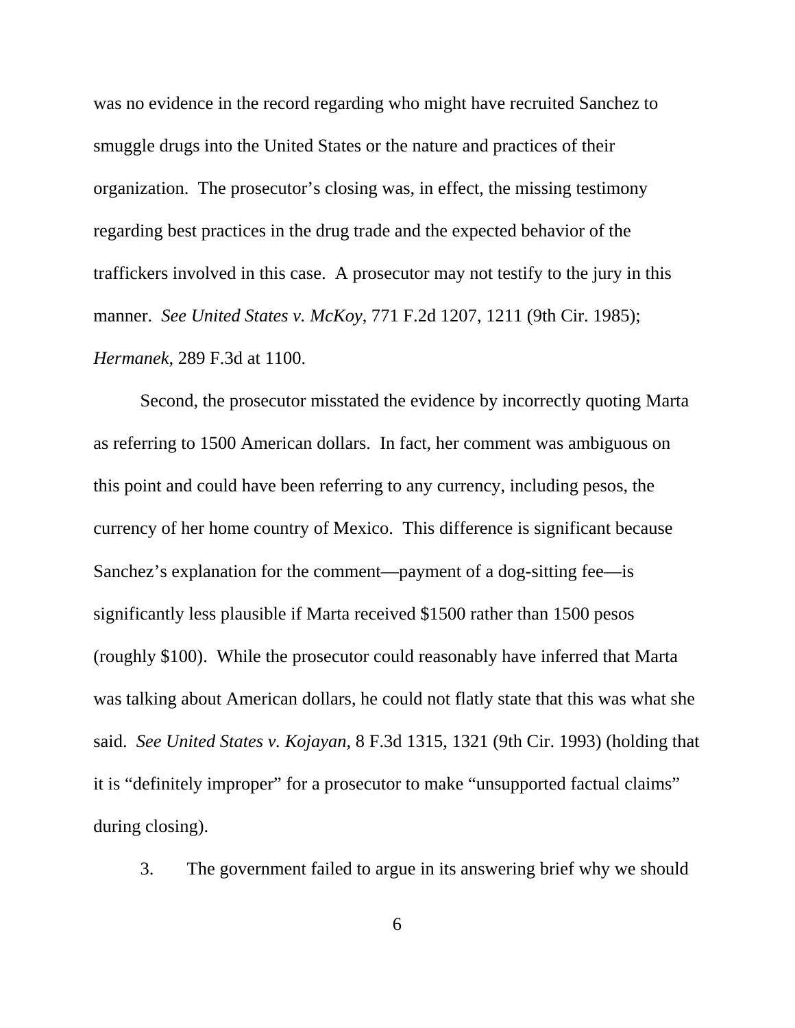was no evidence in the record regarding who might have recruited Sanchez to smuggle drugs into the United States or the nature and practices of their organization. The prosecutor's closing was, in effect, the missing testimony regarding best practices in the drug trade and the expected behavior of the traffickers involved in this case. A prosecutor may not testify to the jury in this manner. *See United States v. McKoy*, 771 F.2d 1207, 1211 (9th Cir. 1985); *Hermanek*, 289 F.3d at 1100.

Second, the prosecutor misstated the evidence by incorrectly quoting Marta as referring to 1500 American dollars. In fact, her comment was ambiguous on this point and could have been referring to any currency, including pesos, the currency of her home country of Mexico. This difference is significant because Sanchez's explanation for the comment—payment of a dog-sitting fee—is significantly less plausible if Marta received $1500 rather than 1500 pesos (roughly $100). While the prosecutor could reasonably have inferred that Marta was talking about American dollars, he could not flatly state that this was what she said. *See United States v. Kojayan*, 8 F.3d 1315, 1321 (9th Cir. 1993) (holding that it is "definitely improper" for a prosecutor to make "unsupported factual claims" during closing).

3. The government failed to argue in its answering brief why we should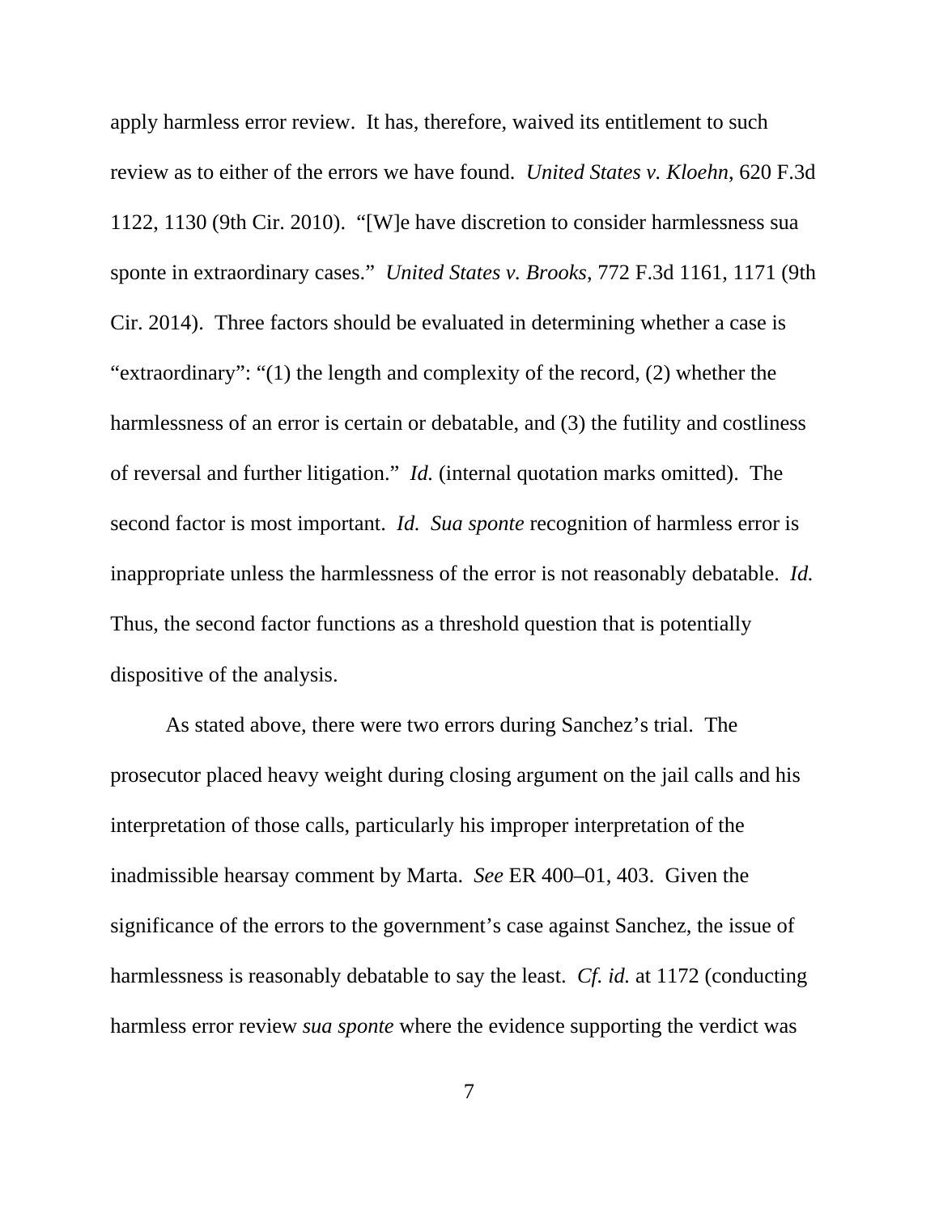apply harmless error review. It has, therefore, waived its entitlement to such review as to either of the errors we have found. *United States v. Kloehn*, 620 F.3d 1122, 1130 (9th Cir. 2010). "[W]e have discretion to consider harmlessness sua sponte in extraordinary cases." *United States v. Brooks*, 772 F.3d 1161, 1171 (9th Cir. 2014). Three factors should be evaluated in determining whether a case is "extraordinary": "(1) the length and complexity of the record, (2) whether the harmlessness of an error is certain or debatable, and (3) the futility and costliness of reversal and further litigation." *Id.* (internal quotation marks omitted). The second factor is most important. *Id. Sua sponte* recognition of harmless error is inappropriate unless the harmlessness of the error is not reasonably debatable. *Id.* Thus, the second factor functions as a threshold question that is potentially dispositive of the analysis.

As stated above, there were two errors during Sanchez's trial. The prosecutor placed heavy weight during closing argument on the jail calls and his interpretation of those calls, particularly his improper interpretation of the inadmissible hearsay comment by Marta. *See* ER 400–01, 403. Given the significance of the errors to the government's case against Sanchez, the issue of harmlessness is reasonably debatable to say the least. *Cf. id.* at 1172 (conducting harmless error review *sua sponte* where the evidence supporting the verdict was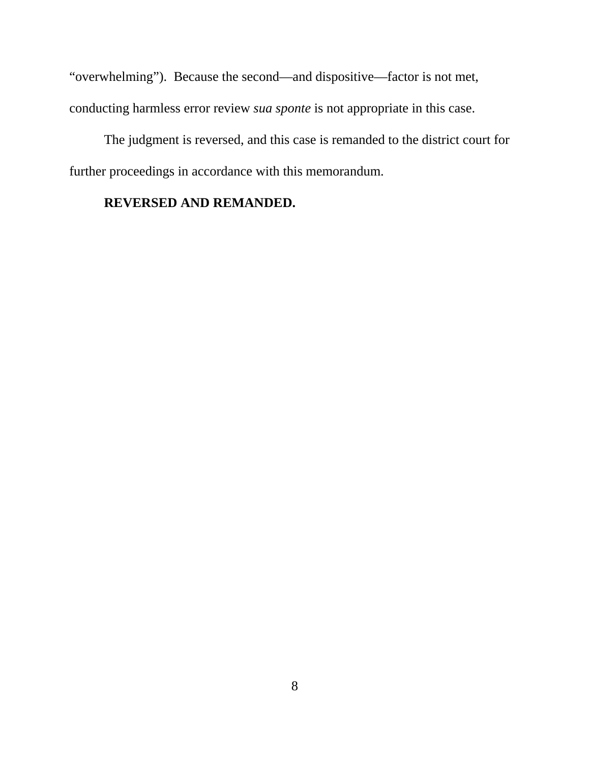"overwhelming"). Because the second—and dispositive—factor is not met, conducting harmless error review *sua sponte* is not appropriate in this case.

The judgment is reversed, and this case is remanded to the district court for further proceedings in accordance with this memorandum.

**REVERSED AND REMANDED.**